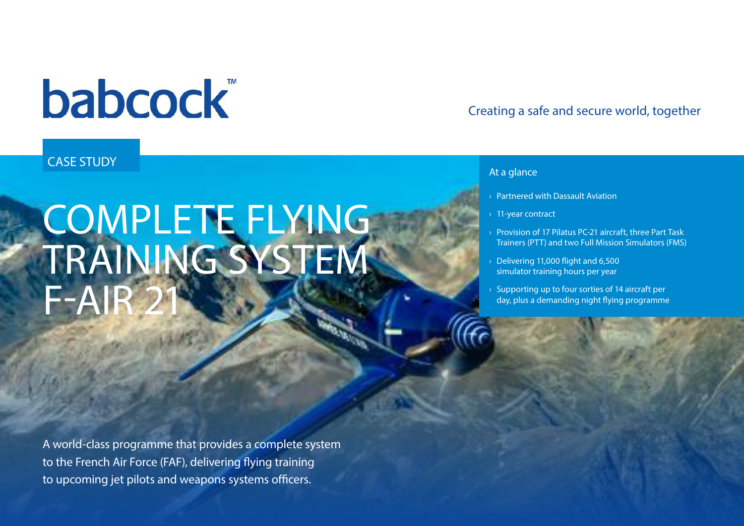babcock™

Creating a safe and secure world, together

CASE STUDY

# COMPLETE FLYING TRAINING SYSTEM F-AIR 21

A world-class programme that provides a complete system to the French Air Force (FAF), delivering flying training to upcoming jet pilots and weapons systems officers.

## At a glance

- Partnered with Dassault Aviation
- 11-year contract
- Provision of 17 Pilatus PC-21 aircraft, three Part Task Trainers (PTT) and two Full Mission Simulators (FMS)
- Delivering 11,000 flight and 6,500 simulator training hours per year
- Supporting up to four sorties of 14 aircraft per day, plus a demanding night flying programme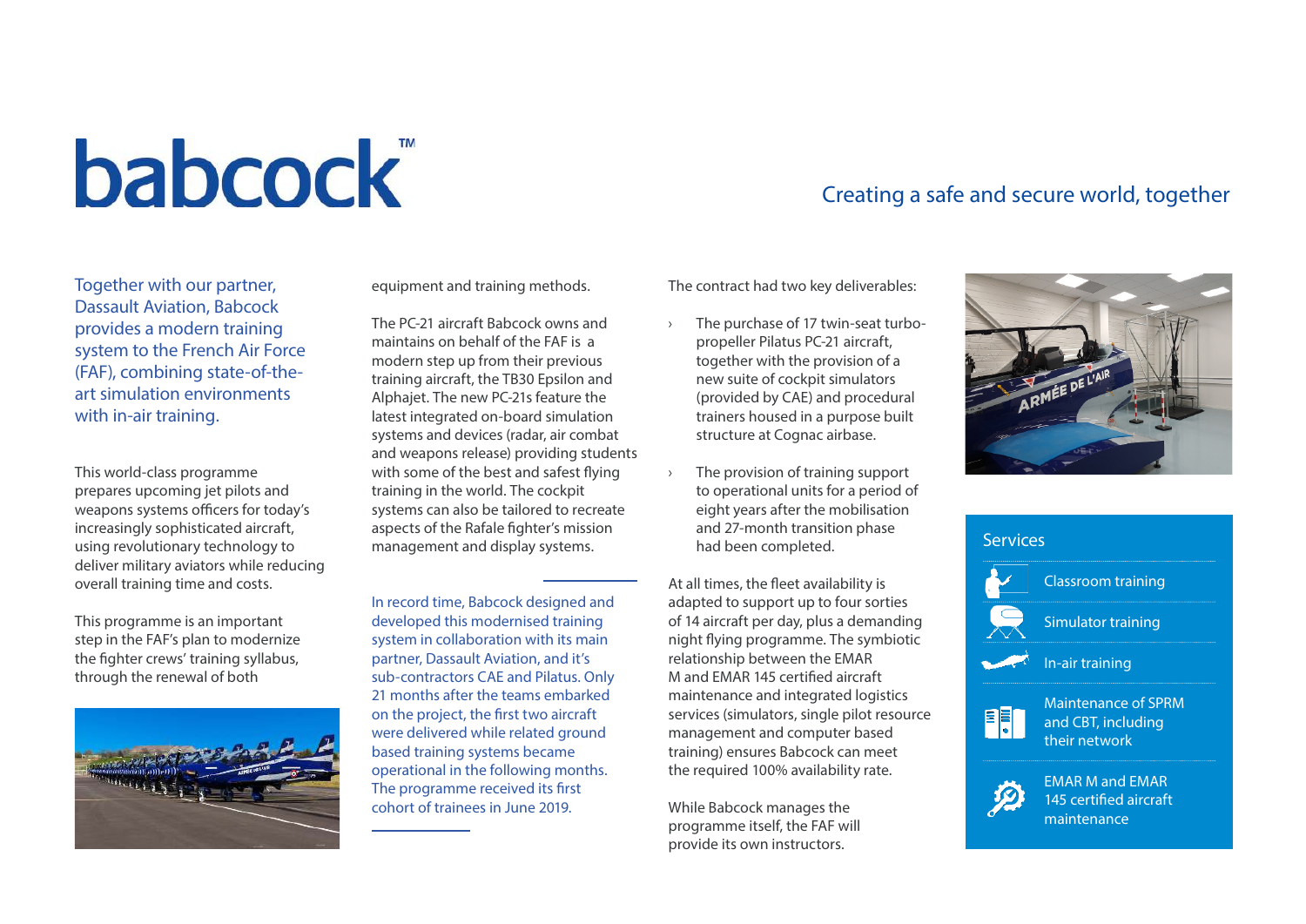babcock™

Creating a safe and secure world, together

Together with our partner, Dassault Aviation, Babcock provides a modern training system to the French Air Force (FAF), combining state-of-the-art simulation environments with in-air training.

This world-class programme prepares upcoming jet pilots and weapons systems officers for today's increasingly sophisticated aircraft, using revolutionary technology to deliver military aviators while reducing overall training time and costs.

This programme is an important step in the FAF's plan to modernize the fighter crews' training syllabus, through the renewal of both equipment and training methods.

The PC-21 aircraft Babcock owns and maintains on behalf of the FAF is a modern step up from their previous training aircraft, the TB30 Epsilon and Alphajet. The new PC-21s feature the latest integrated on-board simulation systems and devices (radar, air combat and weapons release) providing students with some of the best and safest flying training in the world. The cockpit systems can also be tailored to recreate aspects of the Rafale fighter's mission management and display systems.

In record time, Babcock designed and developed this modernised training system in collaboration with its main partner, Dassault Aviation, and it's sub-contractors CAE and Pilatus. Only 21 months after the teams embarked on the project, the first two aircraft were delivered while related ground based training systems became operational in the following months. The programme received its first cohort of trainees in June 2019.

The contract had two key deliverables:

- The purchase of 17 twin-seat turbo-propeller Pilatus PC-21 aircraft, together with the provision of a new suite of cockpit simulators (provided by CAE) and procedural trainers housed in a purpose built structure at Cognac airbase.
- The provision of training support to operational units for a period of eight years after the mobilisation and 27-month transition phase had been completed.

At all times, the fleet availability is adapted to support up to four sorties of 14 aircraft per day, plus a demanding night flying programme. The symbiotic relationship between the EMAR M and EMAR 145 certified aircraft maintenance and integrated logistics services (simulators, single pilot resource management and computer based training) ensures Babcock can meet the required 100% availability rate.

While Babcock manages the programme itself, the FAF will provide its own instructors.

## Services

- Classroom training
- Simulator training
- In-air training
- Maintenance of SPRM and CBT, including their network
- EMAR M and EMAR 145 certified aircraft maintenance